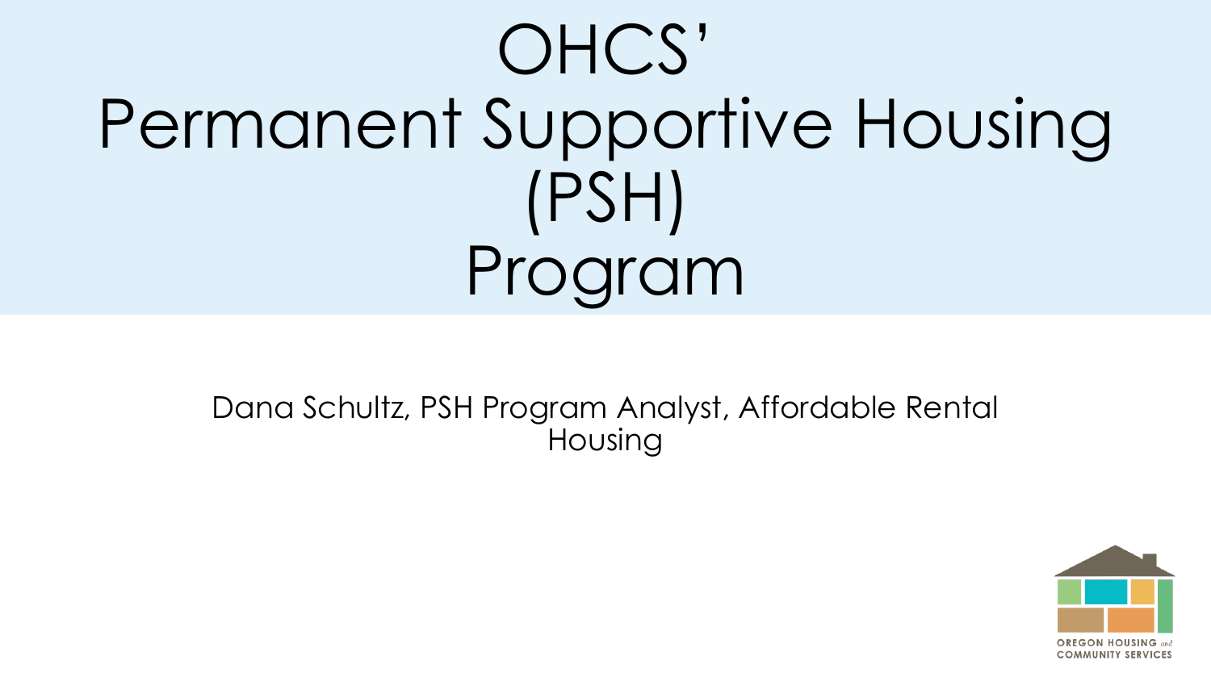# OHCS' Permanent Supportive Housing (PSH) Program

Dana Schultz, PSH Program Analyst, Affordable Rental Housing

OREGON HOUSING and COMMUNITY SERVICES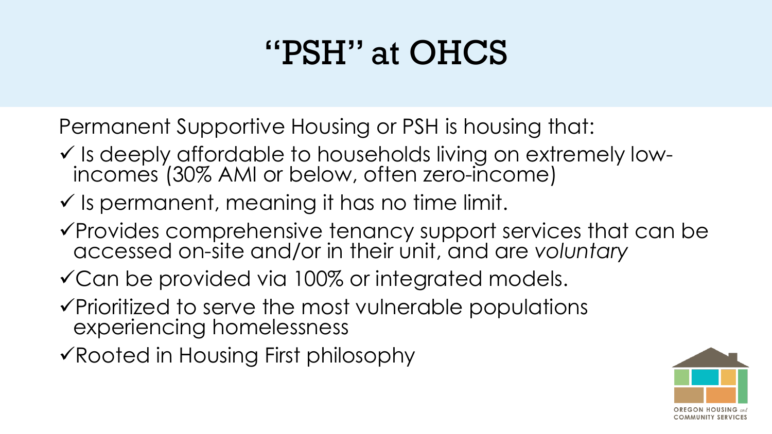# "PSH" at OHCS

Permanent Supportive Housing or PSH is housing that:

- ✓ Is deeply affordable to households living on extremely low-incomes (30% AMI or below, often zero-income)
- ✓ Is permanent, meaning it has no time limit.
- ✓ Provides comprehensive tenancy support services that can be accessed on-site and/or in their unit, and are *voluntary*
- ✓ Can be provided via 100% or integrated models.
- ✓ Prioritized to serve the most vulnerable populations experiencing homelessness
- ✓ Rooted in Housing First philosophy

OREGON HOUSING *and* COMMUNITY SERVICES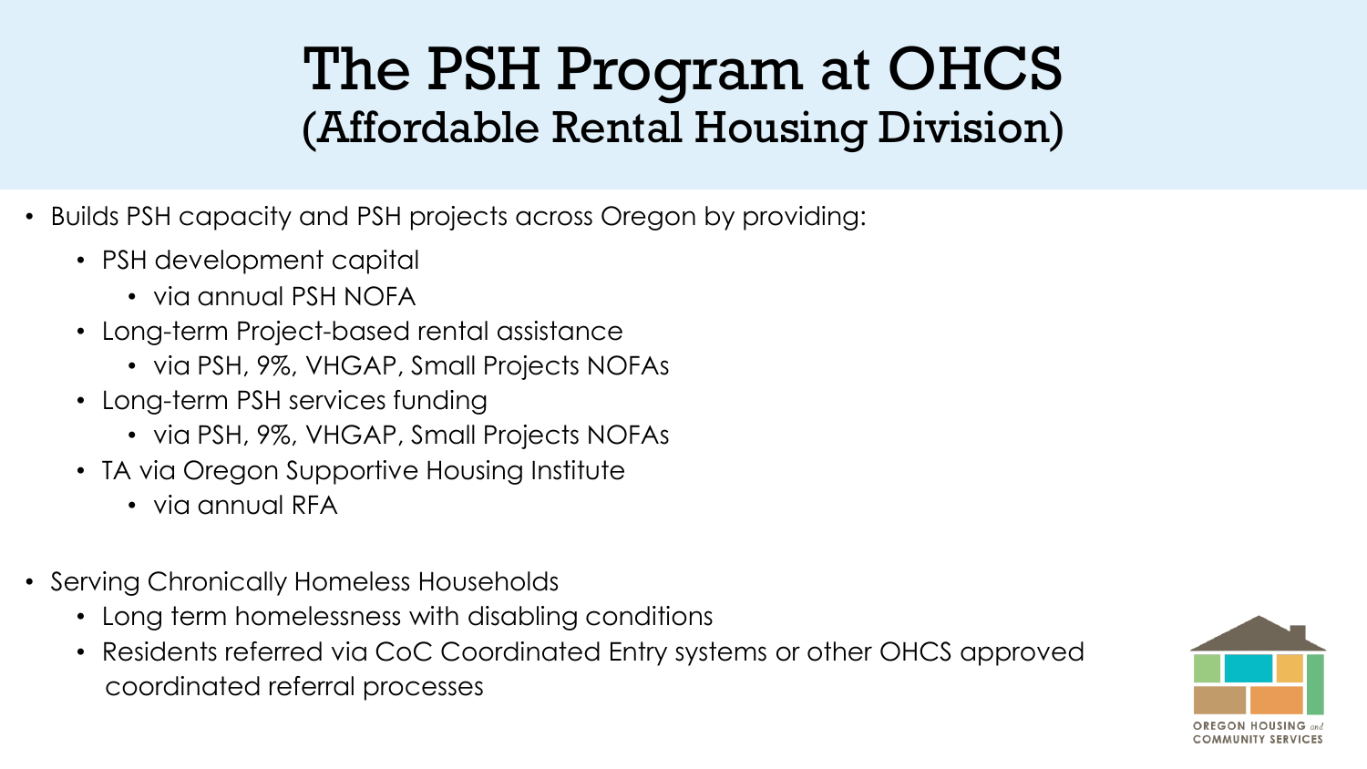# The PSH Program at OHCS (Affordable Rental Housing Division)

- Builds PSH capacity and PSH projects across Oregon by providing:
  - PSH development capital
    - via annual PSH NOFA
  - Long-term Project-based rental assistance
    - via PSH, 9%, VHGAP, Small Projects NOFAs
  - Long-term PSH services funding
    - via PSH, 9%, VHGAP, Small Projects NOFAs
  - TA via Oregon Supportive Housing Institute
    - via annual RFA

- Serving Chronically Homeless Households
  - Long term homelessness with disabling conditions
  - Residents referred via CoC Coordinated Entry systems or other OHCS approved coordinated referral processes

OREGON HOUSING *and* COMMUNITY SERVICES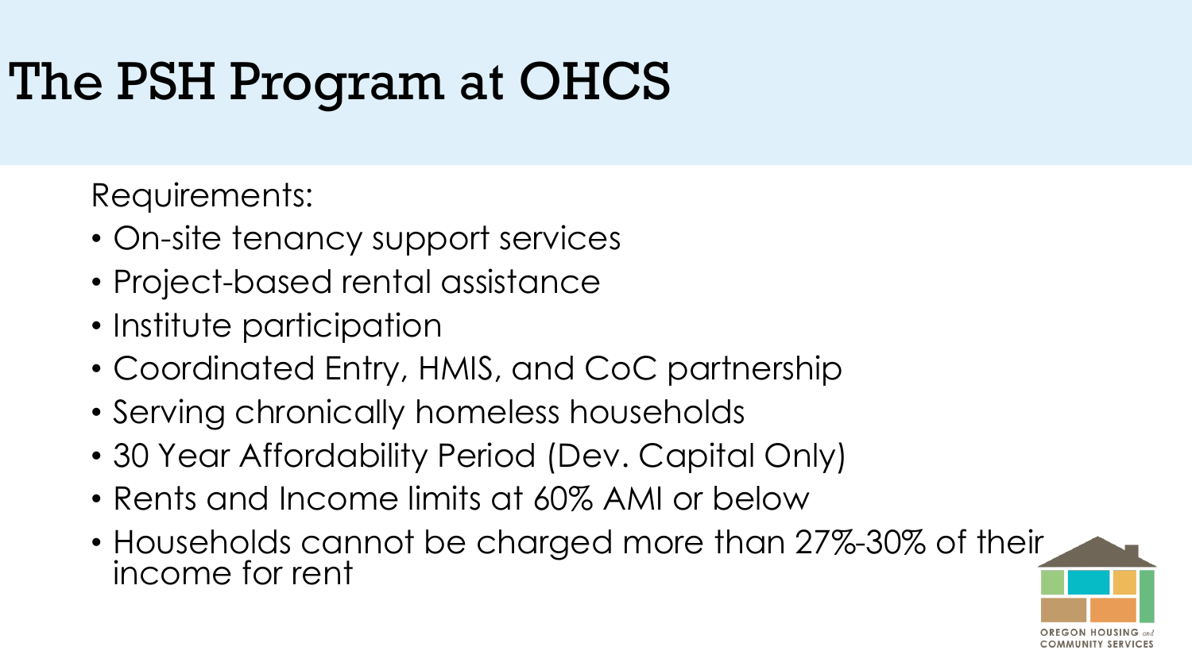# The PSH Program at OHCS

Requirements:

- On-site tenancy support services
- Project-based rental assistance
- Institute participation
- Coordinated Entry, HMIS, and CoC partnership
- Serving chronically homeless households
- 30 Year Affordability Period (Dev. Capital Only)
- Rents and Income limits at 60% AMI or below
- Households cannot be charged more than 27%-30% of their income for rent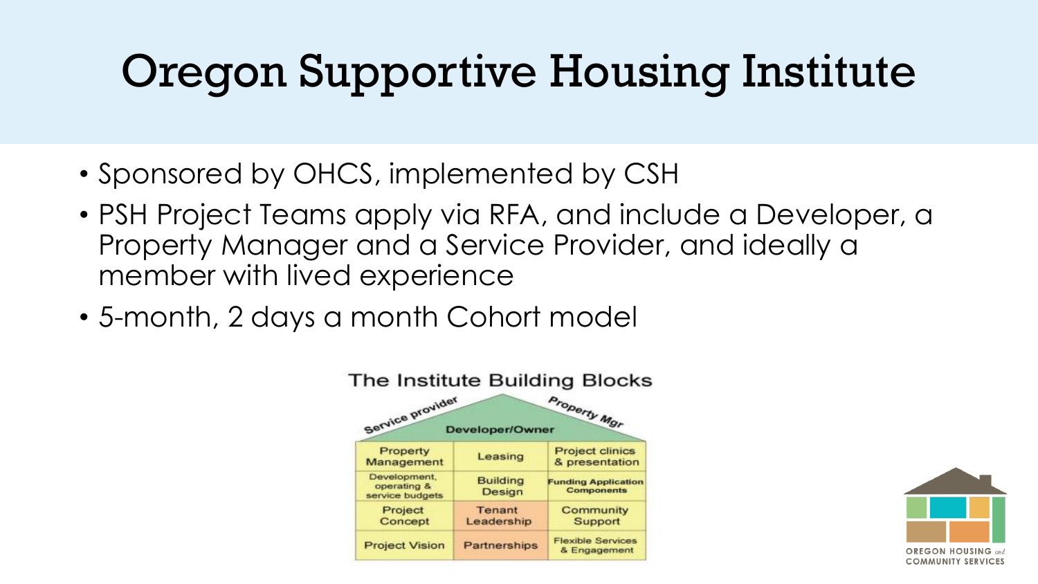# Oregon Supportive Housing Institute

- Sponsored by OHCS, implemented by CSH
- PSH Project Teams apply via RFA, and include a Developer, a Property Manager and a Service Provider, and ideally a member with lived experience
- 5-month, 2 days a month Cohort model

**The Institute Building Blocks**

Service provider — Developer/Owner — Property Mgr

| | | |
|---|---|---|
| Property Management | Leasing | Project clinics & presentation |
| Development, operating & service budgets | Building Design | Funding Application Components |
| Project Concept | Tenant Leadership | Community Support |
| Project Vision | Partnerships | Flexible Services & Engagement |

OREGON HOUSING and COMMUNITY SERVICES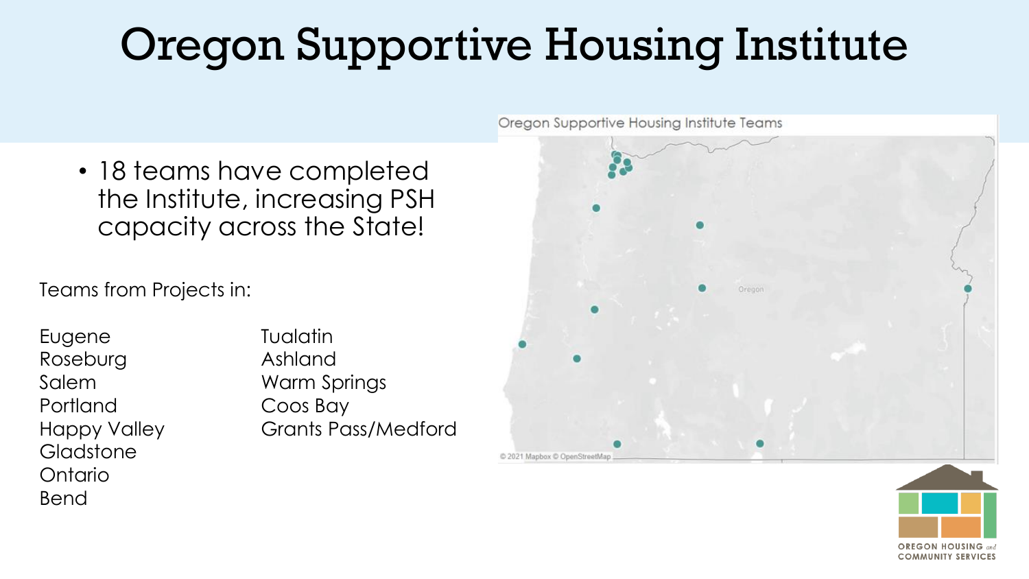# Oregon Supportive Housing Institute

- 18 teams have completed the Institute, increasing PSH capacity across the State!

Teams from Projects in:

Eugene
Roseburg
Salem
Portland
Happy Valley
Gladstone
Ontario
Bend
Tualatin
Ashland
Warm Springs
Coos Bay
Grants Pass/Medford

Oregon Supportive Housing Institute Teams

© 2021 Mapbox © OpenStreetMap

OREGON HOUSING and COMMUNITY SERVICES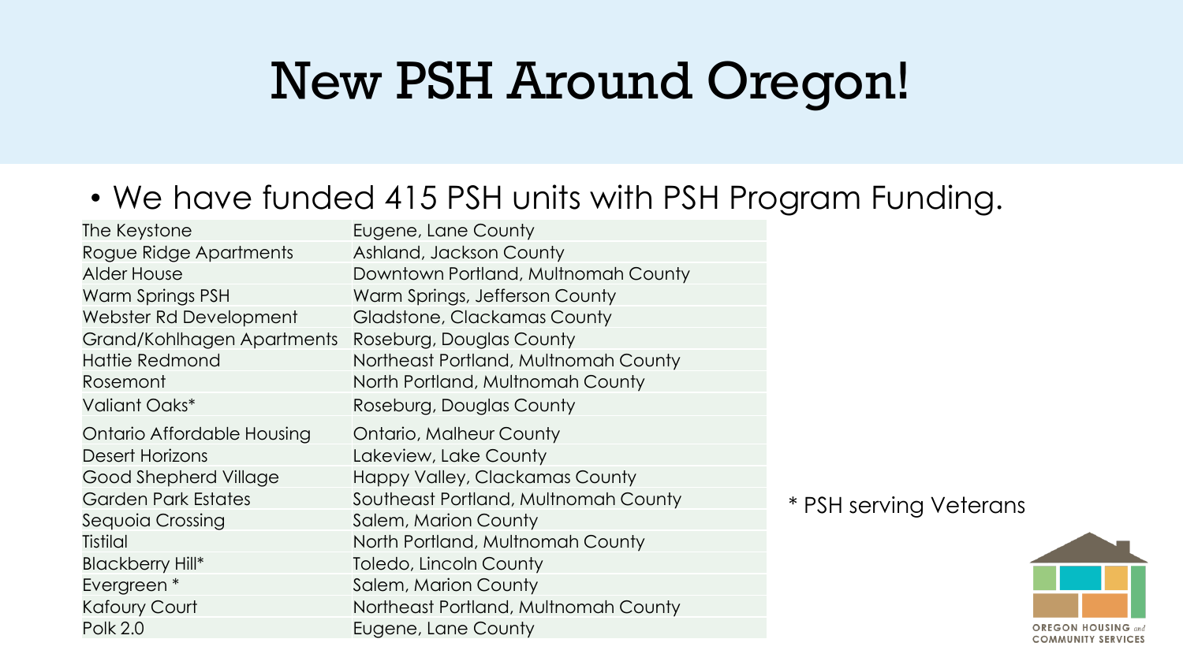# New PSH Around Oregon!

- We have funded 415 PSH units with PSH Program Funding.

| | |
|---|---|
| The Keystone | Eugene, Lane County |
| Rogue Ridge Apartments | Ashland, Jackson County |
| Alder House | Downtown Portland, Multnomah County |
| Warm Springs PSH | Warm Springs, Jefferson County |
| Webster Rd Development | Gladstone, Clackamas County |
| Grand/Kohlhagen Apartments | Roseburg, Douglas County |
| Hattie Redmond | Northeast Portland, Multnomah County |
| Rosemont | North Portland, Multnomah County |
| Valiant Oaks* | Roseburg, Douglas County |
| Ontario Affordable Housing | Ontario, Malheur County |
| Desert Horizons | Lakeview, Lake County |
| Good Shepherd Village | Happy Valley, Clackamas County |
| Garden Park Estates | Southeast Portland, Multnomah County |
| Sequoia Crossing | Salem, Marion County |
| Tistilal | North Portland, Multnomah County |
| Blackberry Hill* | Toledo, Lincoln County |
| Evergreen * | Salem, Marion County |
| Kafoury Court | Northeast Portland, Multnomah County |
| Polk 2.0 | Eugene, Lane County |

* PSH serving Veterans

OREGON HOUSING and COMMUNITY SERVICES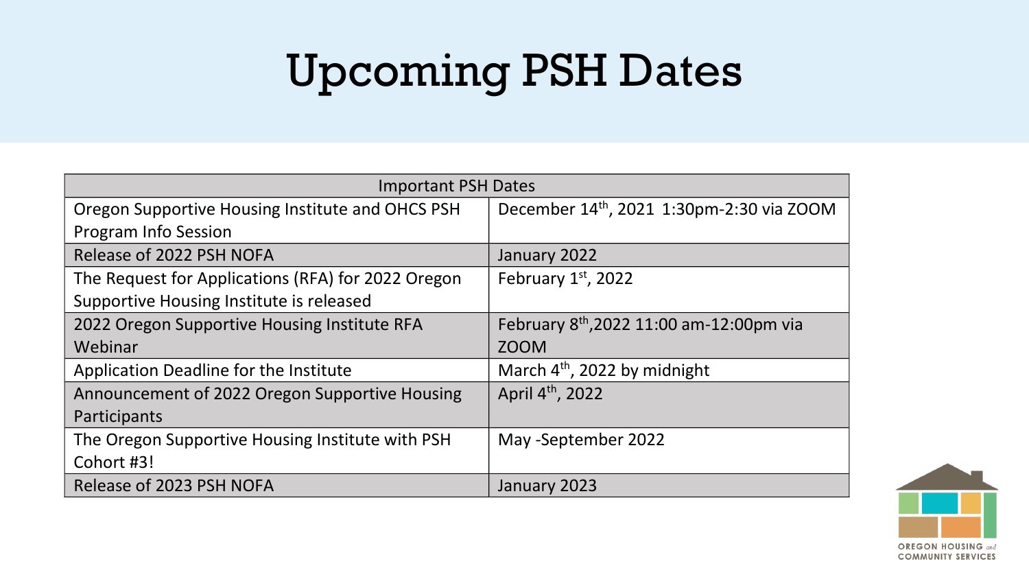# Upcoming PSH Dates

| Important PSH Dates | |
|---|---|
| Oregon Supportive Housing Institute and OHCS PSH Program Info Session | December 14th, 2021 1:30pm-2:30 via ZOOM |
| Release of 2022 PSH NOFA | January 2022 |
| The Request for Applications (RFA) for 2022 Oregon Supportive Housing Institute is released | February 1st, 2022 |
| 2022 Oregon Supportive Housing Institute RFA Webinar | February 8th,2022 11:00 am-12:00pm via ZOOM |
| Application Deadline for the Institute | March 4th, 2022 by midnight |
| Announcement of 2022 Oregon Supportive Housing Participants | April 4th, 2022 |
| The Oregon Supportive Housing Institute with PSH Cohort #3! | May -September 2022 |
| Release of 2023 PSH NOFA | January 2023 |

OREGON HOUSING and COMMUNITY SERVICES